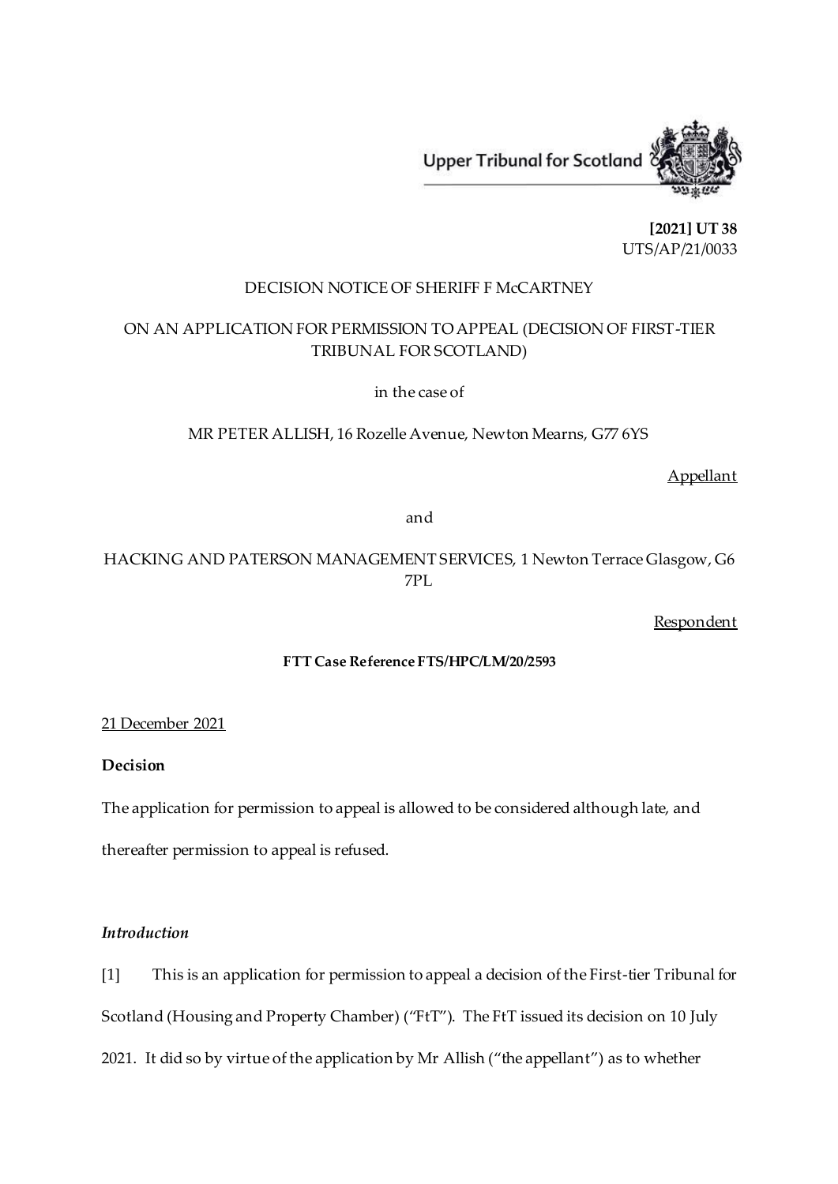Upper Tribunal for Scotland

**[2021] UT 38**
UTS/AP/21/0033

DECISION NOTICE OF SHERIFF F McCARTNEY

ON AN APPLICATION FOR PERMISSION TO APPEAL (DECISION OF FIRST-TIER TRIBUNAL FOR SCOTLAND)

in the case of

MR PETER ALLISH, 16 Rozelle Avenue, Newton Mearns, G77 6YS

<u>Appellant</u>

and

HACKING AND PATERSON MANAGEMENT SERVICES, 1 Newton Terrace Glasgow, G6 7PL

<u>Respondent</u>

**FTT Case Reference FTS/HPC/LM/20/2593**

<u>21 December 2021</u>

**Decision**

The application for permission to appeal is allowed to be considered although late, and thereafter permission to appeal is refused.

***Introduction***

[1] This is an application for permission to appeal a decision of the First-tier Tribunal for Scotland (Housing and Property Chamber) ("FtT"). The FtT issued its decision on 10 July 2021. It did so by virtue of the application by Mr Allish ("the appellant") as to whether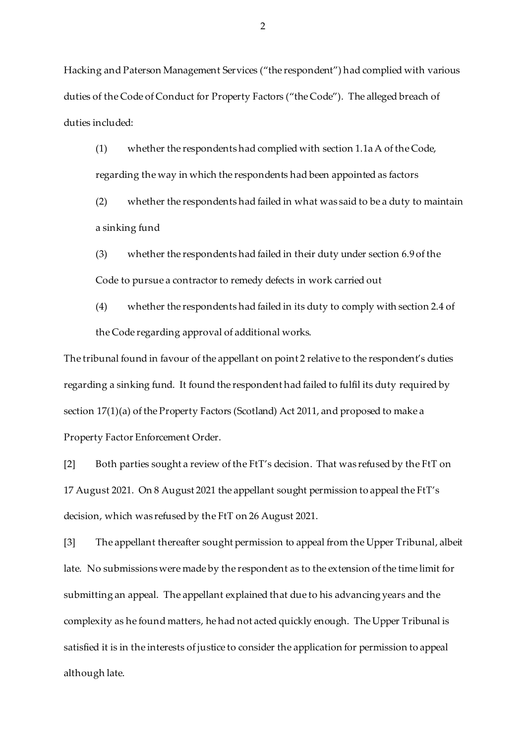Hacking and Paterson Management Services ("the respondent") had complied with various duties of the Code of Conduct for Property Factors ("the Code"). The alleged breach of duties included:

> (1) whether the respondents had complied with section 1.1a A of the Code, regarding the way in which the respondents had been appointed as factors
>
> (2) whether the respondents had failed in what was said to be a duty to maintain a sinking fund
>
> (3) whether the respondents had failed in their duty under section 6.9 of the Code to pursue a contractor to remedy defects in work carried out
>
> (4) whether the respondents had failed in its duty to comply with section 2.4 of the Code regarding approval of additional works.

The tribunal found in favour of the appellant on point 2 relative to the respondent's duties regarding a sinking fund. It found the respondent had failed to fulfil its duty required by section 17(1)(a) of the Property Factors (Scotland) Act 2011, and proposed to make a Property Factor Enforcement Order.

[2] Both parties sought a review of the FtT's decision. That was refused by the FtT on 17 August 2021. On 8 August 2021 the appellant sought permission to appeal the FtT's decision, which was refused by the FtT on 26 August 2021.

[3] The appellant thereafter sought permission to appeal from the Upper Tribunal, albeit late. No submissions were made by the respondent as to the extension of the time limit for submitting an appeal. The appellant explained that due to his advancing years and the complexity as he found matters, he had not acted quickly enough. The Upper Tribunal is satisfied it is in the interests of justice to consider the application for permission to appeal although late.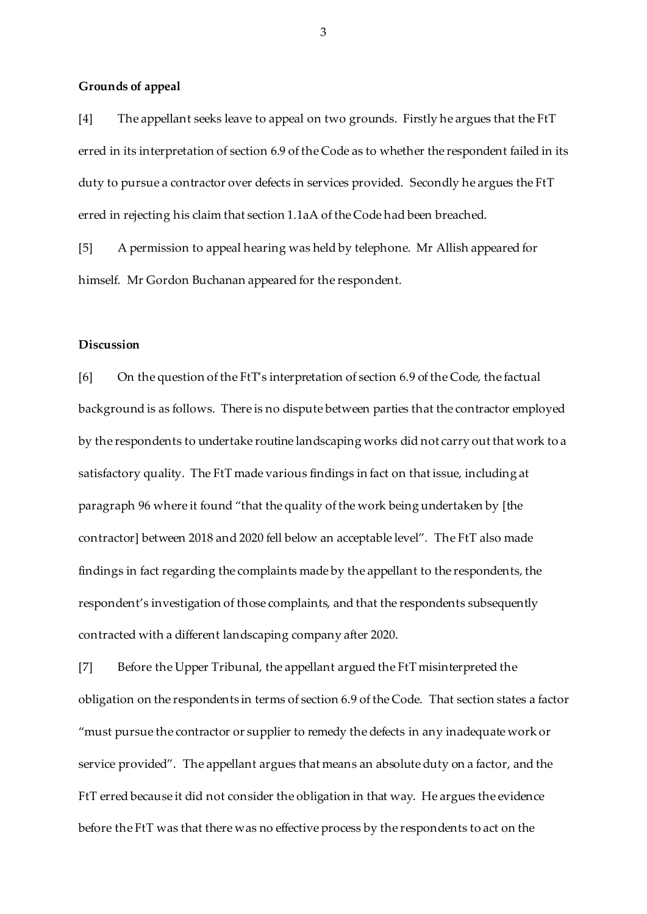**Grounds of appeal**

[4] The appellant seeks leave to appeal on two grounds. Firstly he argues that the FtT erred in its interpretation of section 6.9 of the Code as to whether the respondent failed in its duty to pursue a contractor over defects in services provided. Secondly he argues the FtT erred in rejecting his claim that section 1.1aA of the Code had been breached.

[5] A permission to appeal hearing was held by telephone. Mr Allish appeared for himself. Mr Gordon Buchanan appeared for the respondent.

**Discussion**

[6] On the question of the FtT's interpretation of section 6.9 of the Code, the factual background is as follows. There is no dispute between parties that the contractor employed by the respondents to undertake routine landscaping works did not carry out that work to a satisfactory quality. The FtT made various findings in fact on that issue, including at paragraph 96 where it found "that the quality of the work being undertaken by [the contractor] between 2018 and 2020 fell below an acceptable level". The FtT also made findings in fact regarding the complaints made by the appellant to the respondents, the respondent's investigation of those complaints, and that the respondents subsequently contracted with a different landscaping company after 2020.

[7] Before the Upper Tribunal, the appellant argued the FtT misinterpreted the obligation on the respondents in terms of section 6.9 of the Code. That section states a factor "must pursue the contractor or supplier to remedy the defects in any inadequate work or service provided". The appellant argues that means an absolute duty on a factor, and the FtT erred because it did not consider the obligation in that way. He argues the evidence before the FtT was that there was no effective process by the respondents to act on the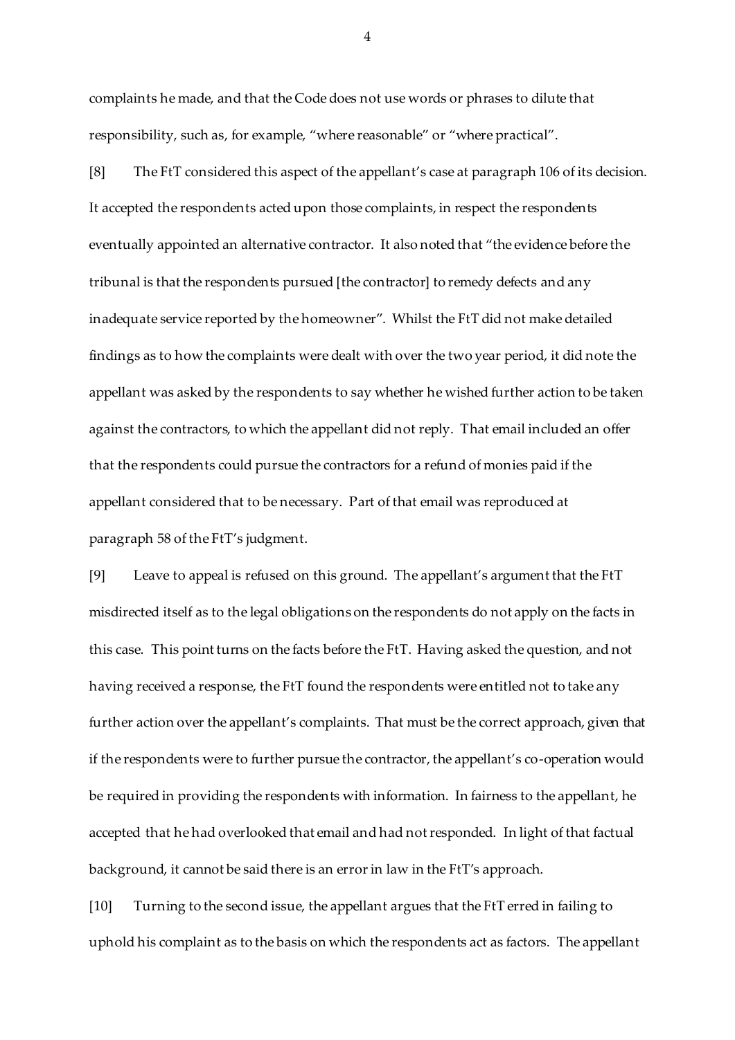complaints he made, and that the Code does not use words or phrases to dilute that responsibility, such as, for example, "where reasonable" or "where practical".

[8] The FtT considered this aspect of the appellant's case at paragraph 106 of its decision. It accepted the respondents acted upon those complaints, in respect the respondents eventually appointed an alternative contractor. It also noted that "the evidence before the tribunal is that the respondents pursued [the contractor] to remedy defects and any inadequate service reported by the homeowner". Whilst the FtT did not make detailed findings as to how the complaints were dealt with over the two year period, it did note the appellant was asked by the respondents to say whether he wished further action to be taken against the contractors, to which the appellant did not reply. That email included an offer that the respondents could pursue the contractors for a refund of monies paid if the appellant considered that to be necessary. Part of that email was reproduced at paragraph 58 of the FtT's judgment.

[9] Leave to appeal is refused on this ground. The appellant's argument that the FtT misdirected itself as to the legal obligations on the respondents do not apply on the facts in this case. This point turns on the facts before the FtT. Having asked the question, and not having received a response, the FtT found the respondents were entitled not to take any further action over the appellant's complaints. That must be the correct approach, given that if the respondents were to further pursue the contractor, the appellant's co-operation would be required in providing the respondents with information. In fairness to the appellant, he accepted that he had overlooked that email and had not responded. In light of that factual background, it cannot be said there is an error in law in the FtT's approach.

[10] Turning to the second issue, the appellant argues that the FtT erred in failing to uphold his complaint as to the basis on which the respondents act as factors. The appellant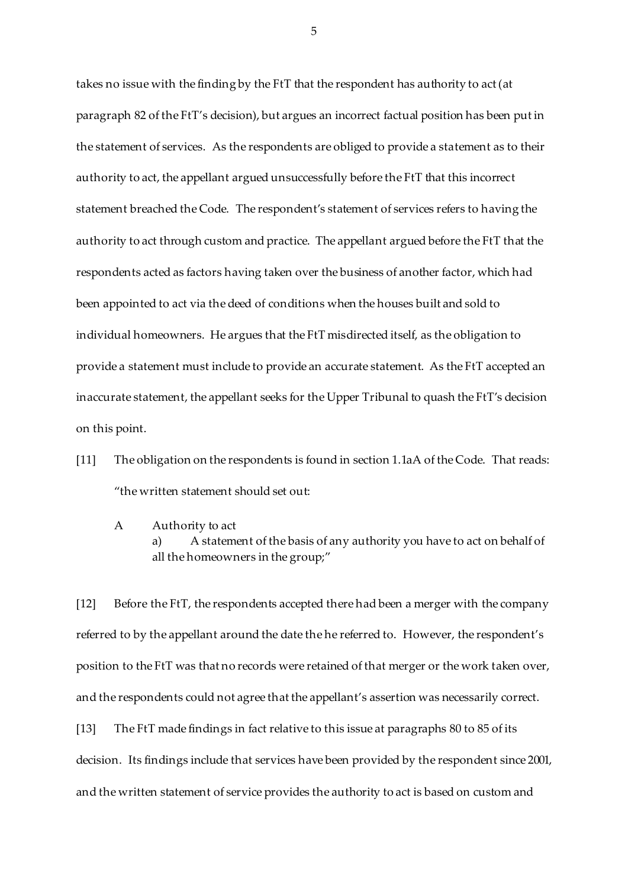takes no issue with the finding by the FtT that the respondent has authority to act (at paragraph 82 of the FtT's decision), but argues an incorrect factual position has been put in the statement of services. As the respondents are obliged to provide a statement as to their authority to act, the appellant argued unsuccessfully before the FtT that this incorrect statement breached the Code. The respondent's statement of services refers to having the authority to act through custom and practice. The appellant argued before the FtT that the respondents acted as factors having taken over the business of another factor, which had been appointed to act via the deed of conditions when the houses built and sold to individual homeowners. He argues that the FtT misdirected itself, as the obligation to provide a statement must include to provide an accurate statement. As the FtT accepted an inaccurate statement, the appellant seeks for the Upper Tribunal to quash the FtT's decision on this point.

[11] The obligation on the respondents is found in section 1.1aA of the Code. That reads: "the written statement should set out:

> A Authority to act
>
> a) A statement of the basis of any authority you have to act on behalf of all the homeowners in the group;"

[12] Before the FtT, the respondents accepted there had been a merger with the company referred to by the appellant around the date the he referred to. However, the respondent's position to the FtT was that no records were retained of that merger or the work taken over, and the respondents could not agree that the appellant's assertion was necessarily correct.

[13] The FtT made findings in fact relative to this issue at paragraphs 80 to 85 of its decision. Its findings include that services have been provided by the respondent since 2001, and the written statement of service provides the authority to act is based on custom and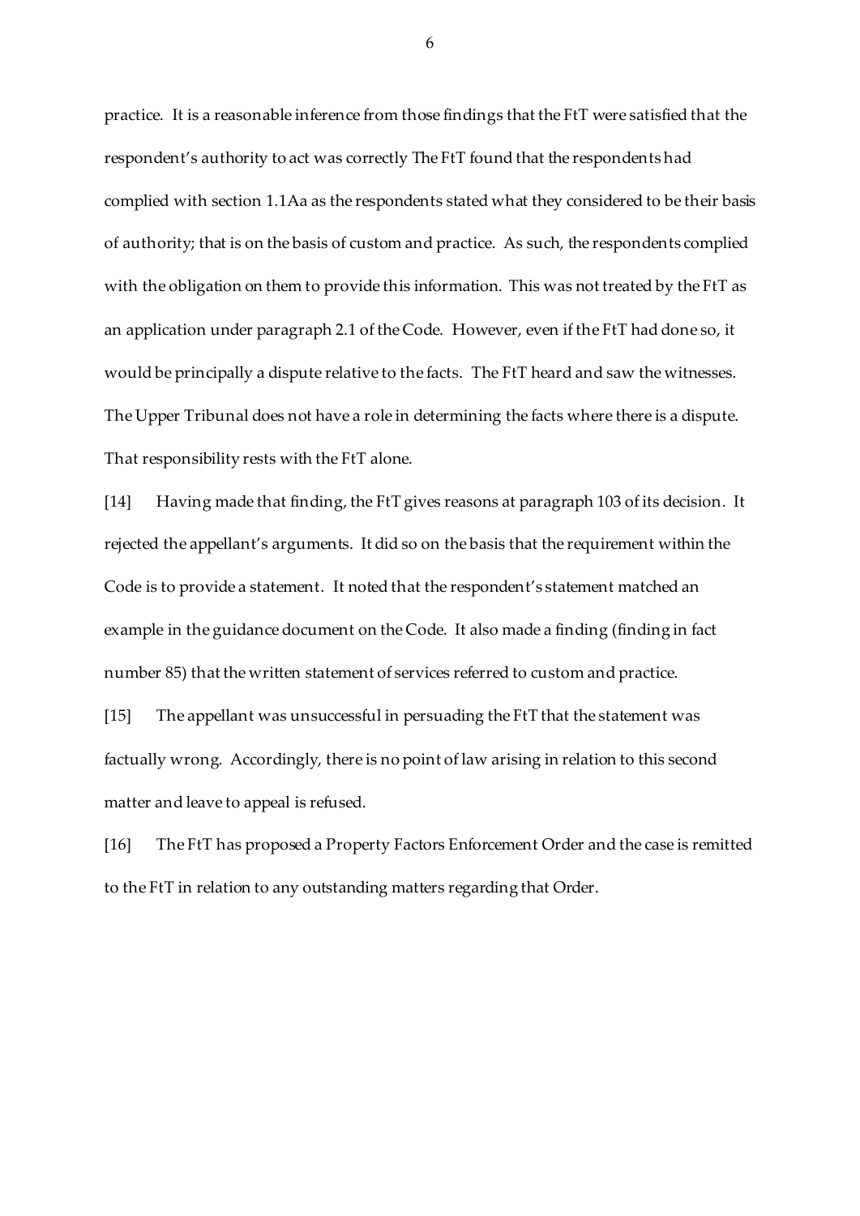practice. It is a reasonable inference from those findings that the FtT were satisfied that the respondent's authority to act was correctly The FtT found that the respondents had complied with section 1.1Aa as the respondents stated what they considered to be their basis of authority; that is on the basis of custom and practice. As such, the respondents complied with the obligation on them to provide this information. This was not treated by the FtT as an application under paragraph 2.1 of the Code. However, even if the FtT had done so, it would be principally a dispute relative to the facts. The FtT heard and saw the witnesses. The Upper Tribunal does not have a role in determining the facts where there is a dispute. That responsibility rests with the FtT alone.

[14] Having made that finding, the FtT gives reasons at paragraph 103 of its decision. It rejected the appellant's arguments. It did so on the basis that the requirement within the Code is to provide a statement. It noted that the respondent's statement matched an example in the guidance document on the Code. It also made a finding (finding in fact number 85) that the written statement of services referred to custom and practice.

[15] The appellant was unsuccessful in persuading the FtT that the statement was factually wrong. Accordingly, there is no point of law arising in relation to this second matter and leave to appeal is refused.

[16] The FtT has proposed a Property Factors Enforcement Order and the case is remitted to the FtT in relation to any outstanding matters regarding that Order.